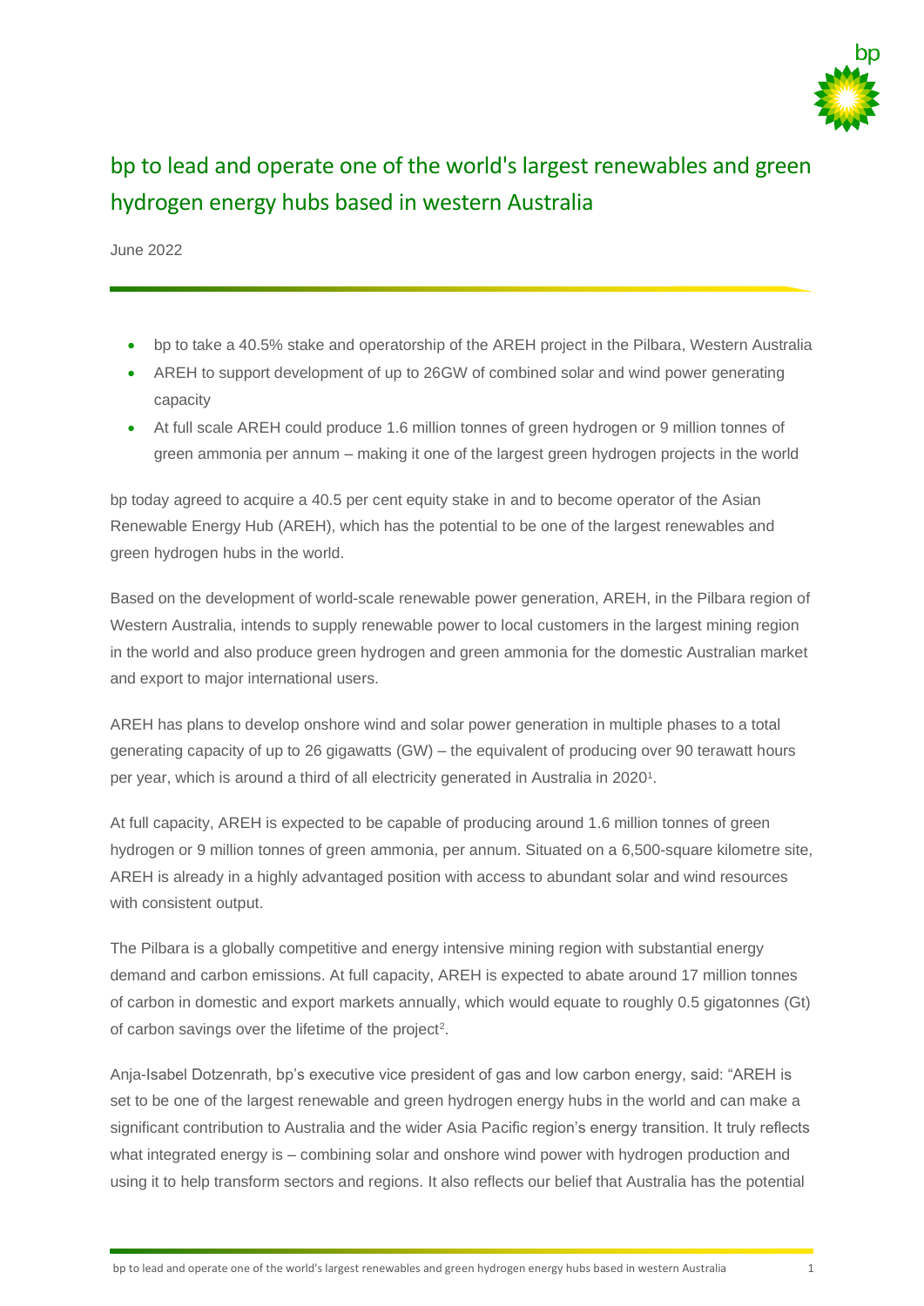# bp to lead and operate one of the world's largest renewables and green hydrogen energy hubs based in western Australia

June 2022

- bp to take a 40.5% stake and operatorship of the AREH project in the Pilbara, Western Australia
- AREH to support development of up to 26GW of combined solar and wind power generating capacity
- At full scale AREH could produce 1.6 million tonnes of green hydrogen or 9 million tonnes of green ammonia per annum – making it one of the largest green hydrogen projects in the world

bp today agreed to acquire a 40.5 per cent equity stake in and to become operator of the Asian Renewable Energy Hub (AREH), which has the potential to be one of the largest renewables and green hydrogen hubs in the world.

Based on the development of world-scale renewable power generation, AREH, in the Pilbara region of Western Australia, intends to supply renewable power to local customers in the largest mining region in the world and also produce green hydrogen and green ammonia for the domestic Australian market and export to major international users.

AREH has plans to develop onshore wind and solar power generation in multiple phases to a total generating capacity of up to 26 gigawatts (GW) – the equivalent of producing over 90 terawatt hours per year, which is around a third of all electricity generated in Australia in 2020[1].

At full capacity, AREH is expected to be capable of producing around 1.6 million tonnes of green hydrogen or 9 million tonnes of green ammonia, per annum. Situated on a 6,500-square kilometre site, AREH is already in a highly advantaged position with access to abundant solar and wind resources with consistent output.

The Pilbara is a globally competitive and energy intensive mining region with substantial energy demand and carbon emissions. At full capacity, AREH is expected to abate around 17 million tonnes of carbon in domestic and export markets annually, which would equate to roughly 0.5 gigatonnes (Gt) of carbon savings over the lifetime of the project[2].

Anja-Isabel Dotzenrath, bp's executive vice president of gas and low carbon energy, said: "AREH is set to be one of the largest renewable and green hydrogen energy hubs in the world and can make a significant contribution to Australia and the wider Asia Pacific region's energy transition. It truly reflects what integrated energy is – combining solar and onshore wind power with hydrogen production and using it to help transform sectors and regions. It also reflects our belief that Australia has the potential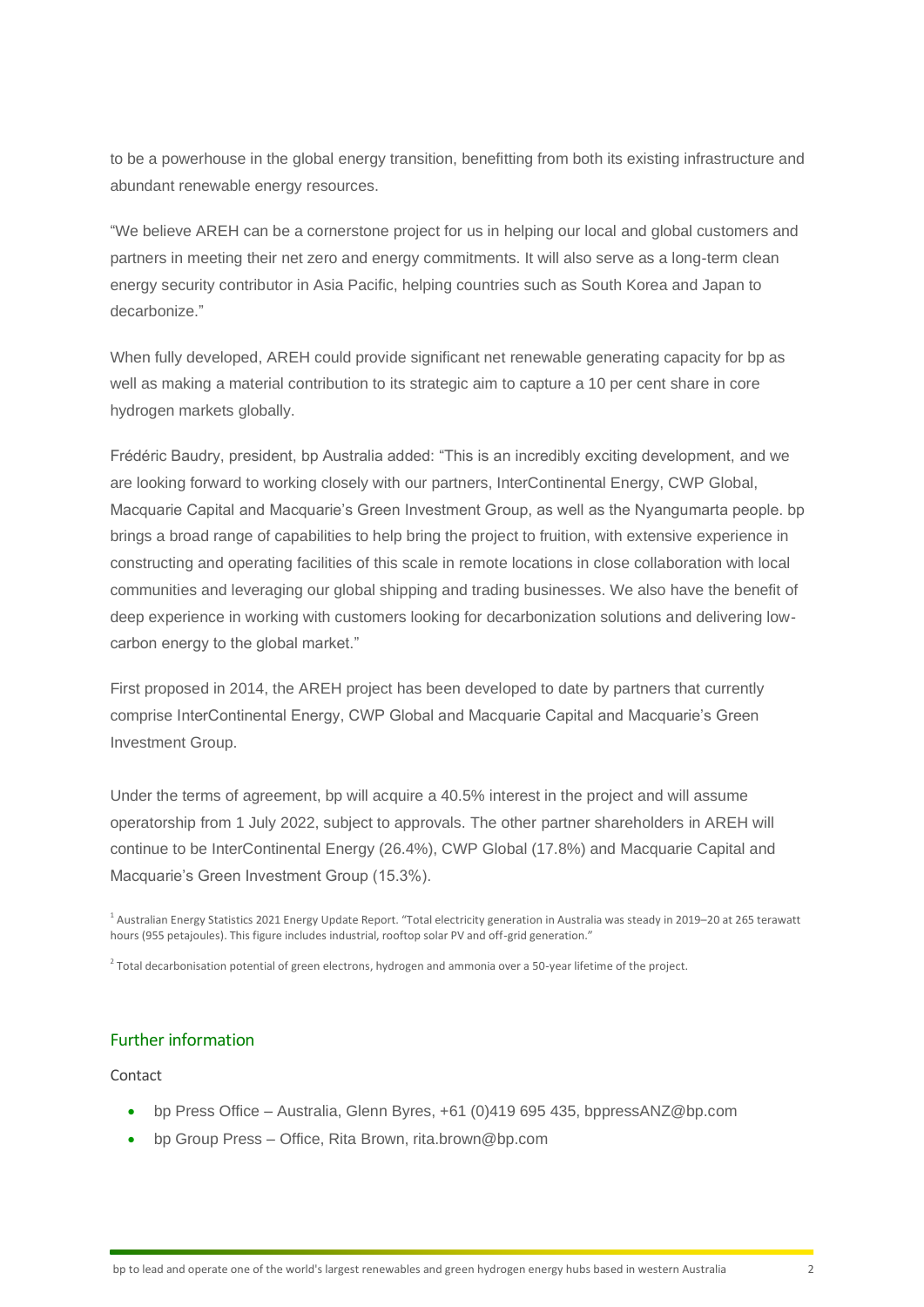to be a powerhouse in the global energy transition, benefitting from both its existing infrastructure and abundant renewable energy resources.

"We believe AREH can be a cornerstone project for us in helping our local and global customers and partners in meeting their net zero and energy commitments. It will also serve as a long-term clean energy security contributor in Asia Pacific, helping countries such as South Korea and Japan to decarbonize."

When fully developed, AREH could provide significant net renewable generating capacity for bp as well as making a material contribution to its strategic aim to capture a 10 per cent share in core hydrogen markets globally.

Frédéric Baudry, president, bp Australia added: "This is an incredibly exciting development, and we are looking forward to working closely with our partners, InterContinental Energy, CWP Global, Macquarie Capital and Macquarie's Green Investment Group, as well as the Nyangumarta people. bp brings a broad range of capabilities to help bring the project to fruition, with extensive experience in constructing and operating facilities of this scale in remote locations in close collaboration with local communities and leveraging our global shipping and trading businesses. We also have the benefit of deep experience in working with customers looking for decarbonization solutions and delivering low-carbon energy to the global market."

First proposed in 2014, the AREH project has been developed to date by partners that currently comprise InterContinental Energy, CWP Global and Macquarie Capital and Macquarie's Green Investment Group.

Under the terms of agreement, bp will acquire a 40.5% interest in the project and will assume operatorship from 1 July 2022, subject to approvals. The other partner shareholders in AREH will continue to be InterContinental Energy (26.4%), CWP Global (17.8%) and Macquarie Capital and Macquarie's Green Investment Group (15.3%).

[1] Australian Energy Statistics 2021 Energy Update Report. "Total electricity generation in Australia was steady in 2019–20 at 265 terawatt hours (955 petajoules). This figure includes industrial, rooftop solar PV and off-grid generation."

[2] Total decarbonisation potential of green electrons, hydrogen and ammonia over a 50-year lifetime of the project.

## Further information

Contact

- bp Press Office – Australia, Glenn Byres, +61 (0)419 695 435, bppressANZ@bp.com
- bp Group Press – Office, Rita Brown, rita.brown@bp.com